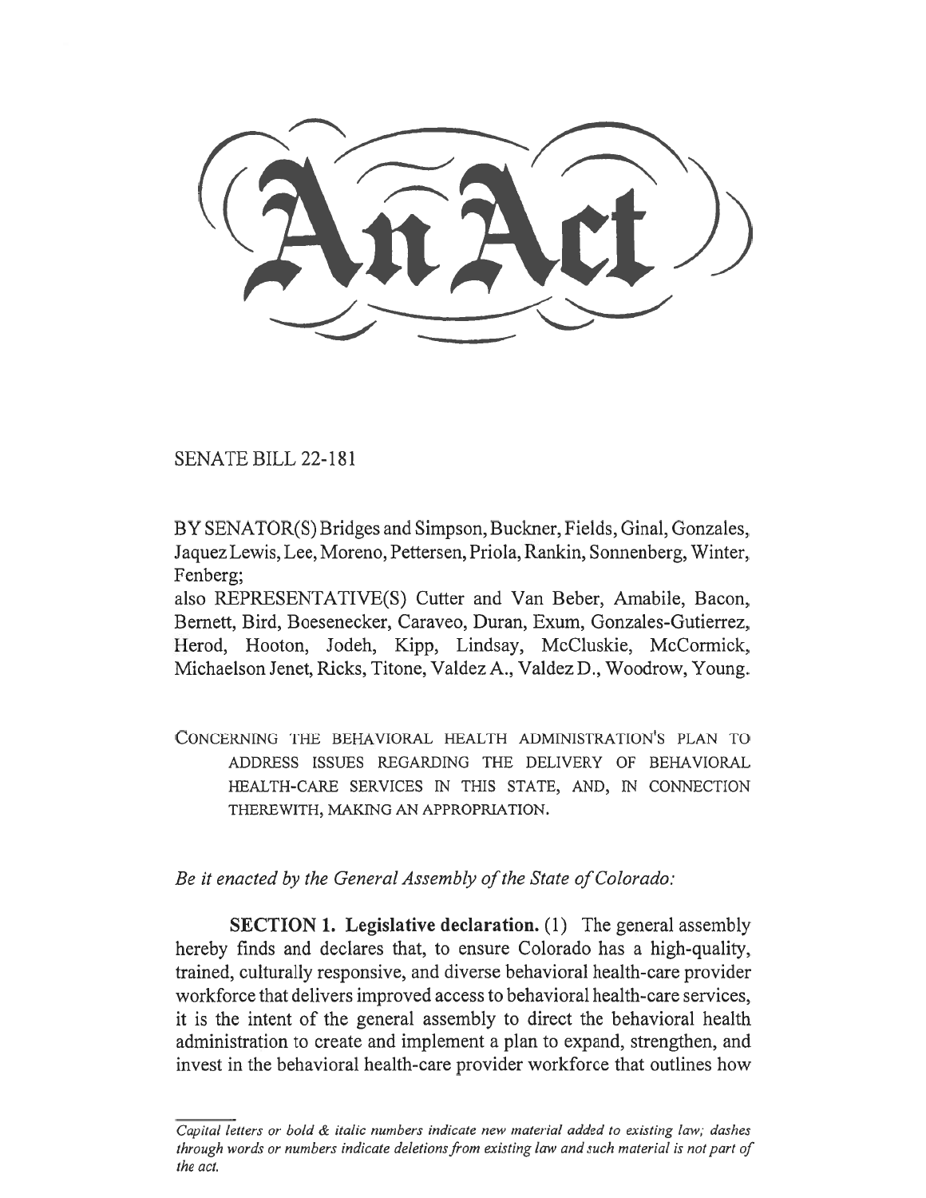# An Act

SENATE BILL 22-181

BY SENATOR(S) Bridges and Simpson, Buckner, Fields, Ginal, Gonzales, Jaquez Lewis, Lee, Moreno, Pettersen, Priola, Rankin, Sonnenberg, Winter, Fenberg;
also REPRESENTATIVE(S) Cutter and Van Beber, Amabile, Bacon, Bernett, Bird, Boesenecker, Caraveo, Duran, Exum, Gonzales-Gutierrez, Herod, Hooton, Jodeh, Kipp, Lindsay, McCluskie, McCormick, Michaelson Jenet, Ricks, Titone, Valdez A., Valdez D., Woodrow, Young.

CONCERNING THE BEHAVIORAL HEALTH ADMINISTRATION'S PLAN TO ADDRESS ISSUES REGARDING THE DELIVERY OF BEHAVIORAL HEALTH-CARE SERVICES IN THIS STATE, AND, IN CONNECTION THEREWITH, MAKING AN APPROPRIATION.

*Be it enacted by the General Assembly of the State of Colorado:*

**SECTION 1. Legislative declaration.** (1) The general assembly hereby finds and declares that, to ensure Colorado has a high-quality, trained, culturally responsive, and diverse behavioral health-care provider workforce that delivers improved access to behavioral health-care services, it is the intent of the general assembly to direct the behavioral health administration to create and implement a plan to expand, strengthen, and invest in the behavioral health-care provider workforce that outlines how

*Capital letters or bold & italic numbers indicate new material added to existing law; dashes through words or numbers indicate deletions from existing law and such material is not part of the act.*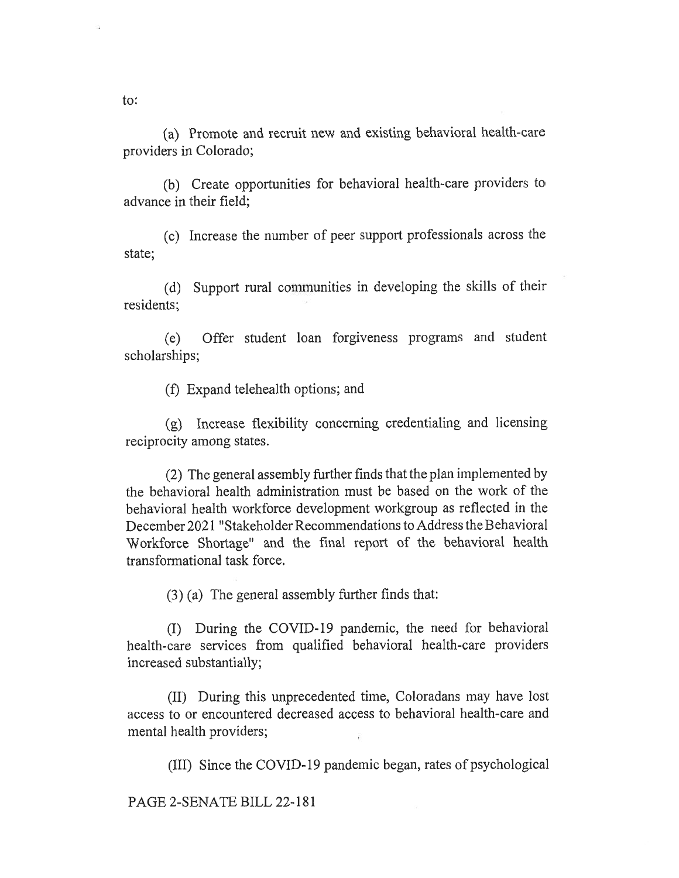to:

(a) Promote and recruit new and existing behavioral health-care providers in Colorado;

(b) Create opportunities for behavioral health-care providers to advance in their field;

(c) Increase the number of peer support professionals across the state;

(d) Support rural communities in developing the skills of their residents;

(e) Offer student loan forgiveness programs and student scholarships;

(f) Expand telehealth options; and

(g) Increase flexibility concerning credentialing and licensing reciprocity among states.

(2) The general assembly further finds that the plan implemented by the behavioral health administration must be based on the work of the behavioral health workforce development workgroup as reflected in the December 2021 "Stakeholder Recommendations to Address the Behavioral Workforce Shortage" and the final report of the behavioral health transformational task force.

(3) (a) The general assembly further finds that:

(I) During the COVID-19 pandemic, the need for behavioral health-care services from qualified behavioral health-care providers increased substantially;

(II) During this unprecedented time, Coloradans may have lost access to or encountered decreased access to behavioral health-care and mental health providers;

(III) Since the COVID-19 pandemic began, rates of psychological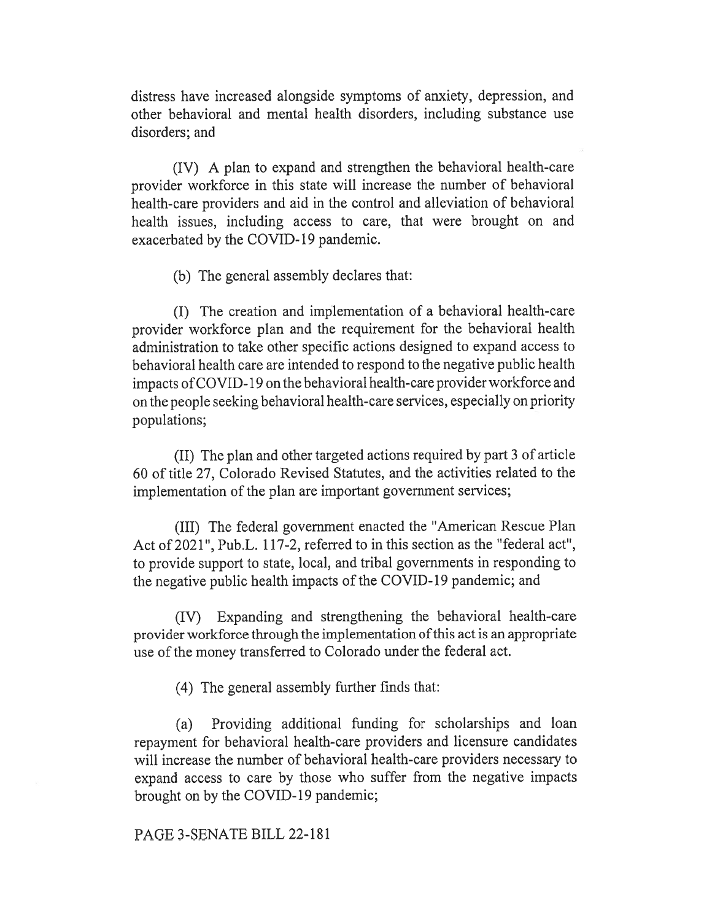distress have increased alongside symptoms of anxiety, depression, and other behavioral and mental health disorders, including substance use disorders; and

(IV) A plan to expand and strengthen the behavioral health-care provider workforce in this state will increase the number of behavioral health-care providers and aid in the control and alleviation of behavioral health issues, including access to care, that were brought on and exacerbated by the COVID-19 pandemic.

(b) The general assembly declares that:

(I) The creation and implementation of a behavioral health-care provider workforce plan and the requirement for the behavioral health administration to take other specific actions designed to expand access to behavioral health care are intended to respond to the negative public health impacts of COVID-19 on the behavioral health-care provider workforce and on the people seeking behavioral health-care services, especially on priority populations;

(II) The plan and other targeted actions required by part 3 of article 60 of title 27, Colorado Revised Statutes, and the activities related to the implementation of the plan are important government services;

(III) The federal government enacted the "American Rescue Plan Act of 2021", Pub.L. 117-2, referred to in this section as the "federal act", to provide support to state, local, and tribal governments in responding to the negative public health impacts of the COVID-19 pandemic; and

(IV) Expanding and strengthening the behavioral health-care provider workforce through the implementation of this act is an appropriate use of the money transferred to Colorado under the federal act.

(4) The general assembly further finds that:

(a) Providing additional funding for scholarships and loan repayment for behavioral health-care providers and licensure candidates will increase the number of behavioral health-care providers necessary to expand access to care by those who suffer from the negative impacts brought on by the COVID-19 pandemic;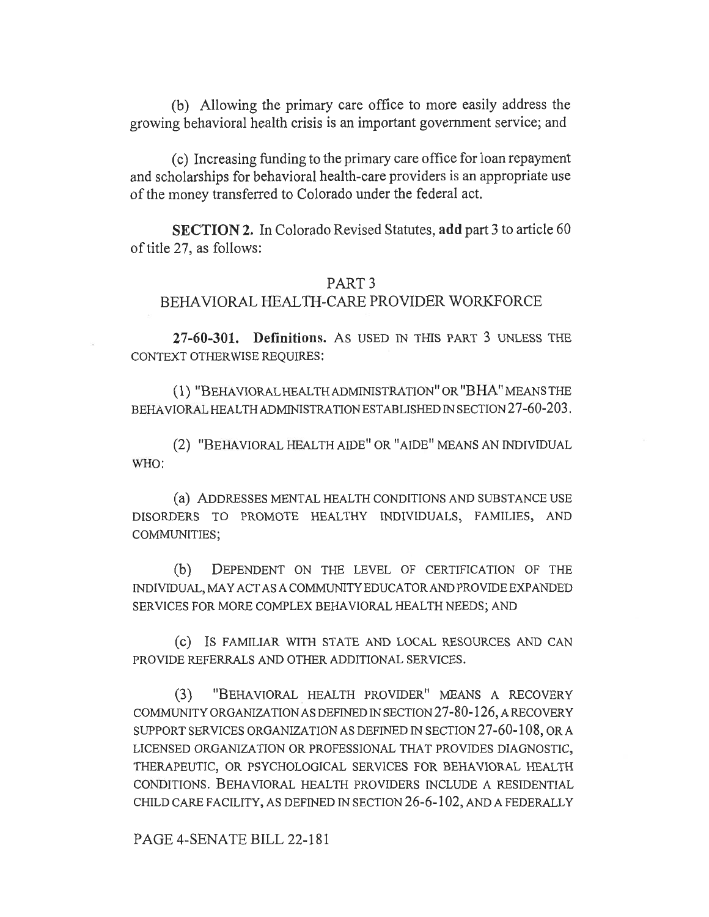(b) Allowing the primary care office to more easily address the growing behavioral health crisis is an important government service; and

(c) Increasing funding to the primary care office for loan repayment and scholarships for behavioral health-care providers is an appropriate use of the money transferred to Colorado under the federal act.

**SECTION 2.** In Colorado Revised Statutes, **add** part 3 to article 60 of title 27, as follows:

PART 3
BEHAVIORAL HEALTH-CARE PROVIDER WORKFORCE

**27-60-301. Definitions.** AS USED IN THIS PART 3 UNLESS THE CONTEXT OTHERWISE REQUIRES:

(1) "BEHAVIORAL HEALTH ADMINISTRATION" OR "BHA" MEANS THE BEHAVIORAL HEALTH ADMINISTRATION ESTABLISHED IN SECTION 27-60-203.

(2) "BEHAVIORAL HEALTH AIDE" OR "AIDE" MEANS AN INDIVIDUAL WHO:

(a) ADDRESSES MENTAL HEALTH CONDITIONS AND SUBSTANCE USE DISORDERS TO PROMOTE HEALTHY INDIVIDUALS, FAMILIES, AND COMMUNITIES;

(b) DEPENDENT ON THE LEVEL OF CERTIFICATION OF THE INDIVIDUAL, MAY ACT AS A COMMUNITY EDUCATOR AND PROVIDE EXPANDED SERVICES FOR MORE COMPLEX BEHAVIORAL HEALTH NEEDS; AND

(c) IS FAMILIAR WITH STATE AND LOCAL RESOURCES AND CAN PROVIDE REFERRALS AND OTHER ADDITIONAL SERVICES.

(3) "BEHAVIORAL HEALTH PROVIDER" MEANS A RECOVERY COMMUNITY ORGANIZATION AS DEFINED IN SECTION 27-80-126, A RECOVERY SUPPORT SERVICES ORGANIZATION AS DEFINED IN SECTION 27-60-108, OR A LICENSED ORGANIZATION OR PROFESSIONAL THAT PROVIDES DIAGNOSTIC, THERAPEUTIC, OR PSYCHOLOGICAL SERVICES FOR BEHAVIORAL HEALTH CONDITIONS. BEHAVIORAL HEALTH PROVIDERS INCLUDE A RESIDENTIAL CHILD CARE FACILITY, AS DEFINED IN SECTION 26-6-102, AND A FEDERALLY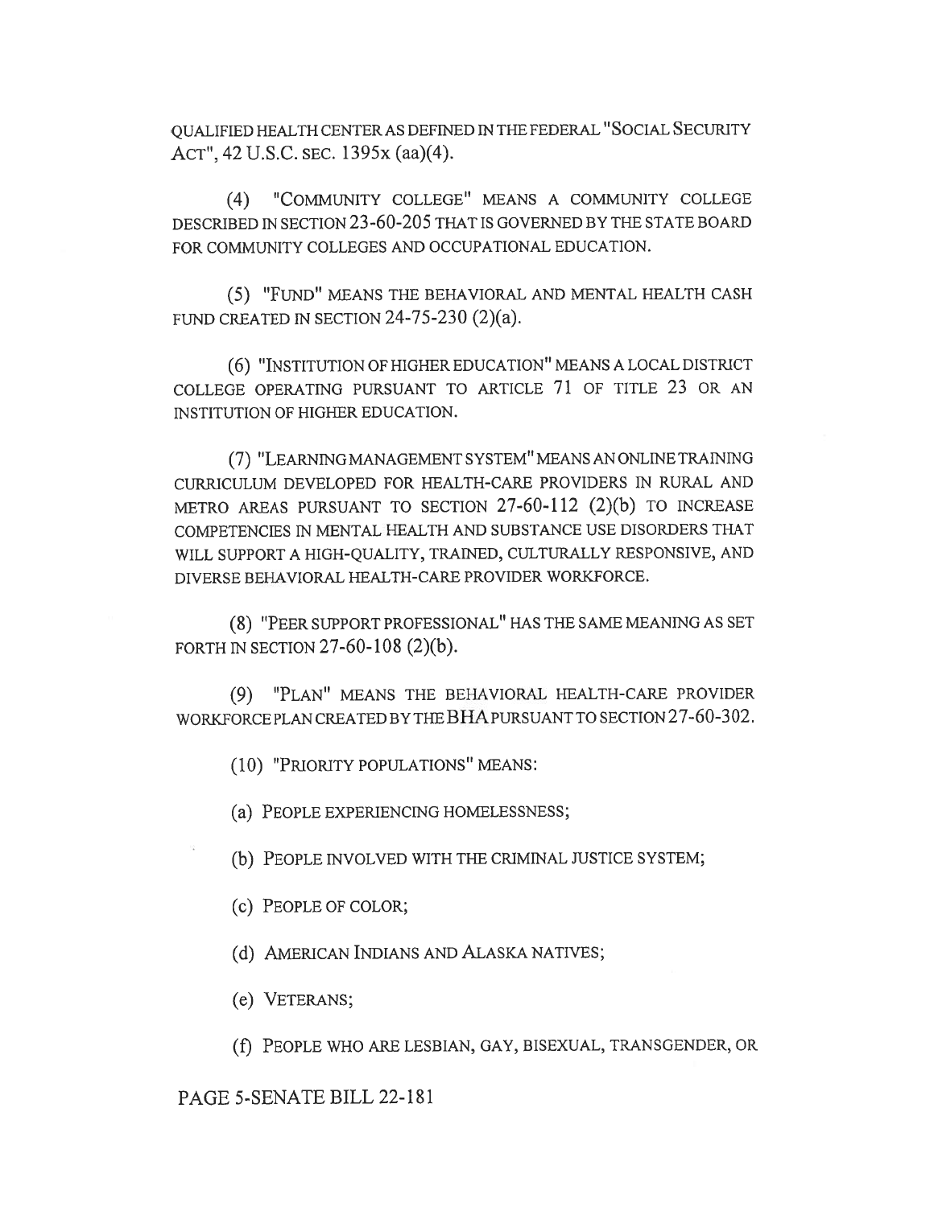QUALIFIED HEALTH CENTER AS DEFINED IN THE FEDERAL "SOCIAL SECURITY ACT", 42 U.S.C. SEC. 1395x (aa)(4).

(4) "COMMUNITY COLLEGE" MEANS A COMMUNITY COLLEGE DESCRIBED IN SECTION 23-60-205 THAT IS GOVERNED BY THE STATE BOARD FOR COMMUNITY COLLEGES AND OCCUPATIONAL EDUCATION.

(5) "FUND" MEANS THE BEHAVIORAL AND MENTAL HEALTH CASH FUND CREATED IN SECTION 24-75-230 (2)(a).

(6) "INSTITUTION OF HIGHER EDUCATION" MEANS A LOCAL DISTRICT COLLEGE OPERATING PURSUANT TO ARTICLE 71 OF TITLE 23 OR AN INSTITUTION OF HIGHER EDUCATION.

(7) "LEARNING MANAGEMENT SYSTEM" MEANS AN ONLINE TRAINING CURRICULUM DEVELOPED FOR HEALTH-CARE PROVIDERS IN RURAL AND METRO AREAS PURSUANT TO SECTION 27-60-112 (2)(b) TO INCREASE COMPETENCIES IN MENTAL HEALTH AND SUBSTANCE USE DISORDERS THAT WILL SUPPORT A HIGH-QUALITY, TRAINED, CULTURALLY RESPONSIVE, AND DIVERSE BEHAVIORAL HEALTH-CARE PROVIDER WORKFORCE.

(8) "PEER SUPPORT PROFESSIONAL" HAS THE SAME MEANING AS SET FORTH IN SECTION 27-60-108 (2)(b).

(9) "PLAN" MEANS THE BEHAVIORAL HEALTH-CARE PROVIDER WORKFORCE PLAN CREATED BY THE BHA PURSUANT TO SECTION 27-60-302.

(10) "PRIORITY POPULATIONS" MEANS:

(a) PEOPLE EXPERIENCING HOMELESSNESS;

(b) PEOPLE INVOLVED WITH THE CRIMINAL JUSTICE SYSTEM;

(c) PEOPLE OF COLOR;

(d) AMERICAN INDIANS AND ALASKA NATIVES;

(e) VETERANS;

(f) PEOPLE WHO ARE LESBIAN, GAY, BISEXUAL, TRANSGENDER, OR

PAGE 5-SENATE BILL 22-181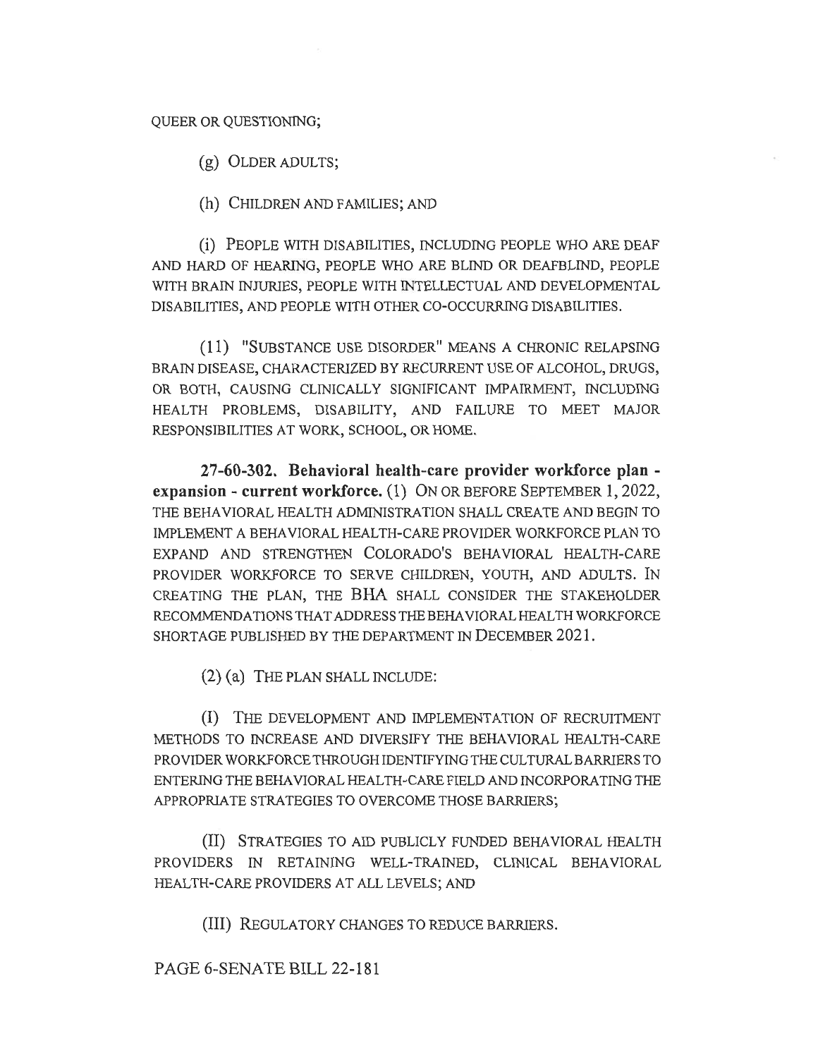QUEER OR QUESTIONING;

(g) OLDER ADULTS;

(h) CHILDREN AND FAMILIES; AND

(i) PEOPLE WITH DISABILITIES, INCLUDING PEOPLE WHO ARE DEAF AND HARD OF HEARING, PEOPLE WHO ARE BLIND OR DEAFBLIND, PEOPLE WITH BRAIN INJURIES, PEOPLE WITH INTELLECTUAL AND DEVELOPMENTAL DISABILITIES, AND PEOPLE WITH OTHER CO-OCCURRING DISABILITIES.

(11) "SUBSTANCE USE DISORDER" MEANS A CHRONIC RELAPSING BRAIN DISEASE, CHARACTERIZED BY RECURRENT USE OF ALCOHOL, DRUGS, OR BOTH, CAUSING CLINICALLY SIGNIFICANT IMPAIRMENT, INCLUDING HEALTH PROBLEMS, DISABILITY, AND FAILURE TO MEET MAJOR RESPONSIBILITIES AT WORK, SCHOOL, OR HOME.

**27-60-302. Behavioral health-care provider workforce plan - expansion - current workforce.** (1) ON OR BEFORE SEPTEMBER 1, 2022, THE BEHAVIORAL HEALTH ADMINISTRATION SHALL CREATE AND BEGIN TO IMPLEMENT A BEHAVIORAL HEALTH-CARE PROVIDER WORKFORCE PLAN TO EXPAND AND STRENGTHEN COLORADO'S BEHAVIORAL HEALTH-CARE PROVIDER WORKFORCE TO SERVE CHILDREN, YOUTH, AND ADULTS. IN CREATING THE PLAN, THE BHA SHALL CONSIDER THE STAKEHOLDER RECOMMENDATIONS THAT ADDRESS THE BEHAVIORAL HEALTH WORKFORCE SHORTAGE PUBLISHED BY THE DEPARTMENT IN DECEMBER 2021.

(2) (a) THE PLAN SHALL INCLUDE:

(I) THE DEVELOPMENT AND IMPLEMENTATION OF RECRUITMENT METHODS TO INCREASE AND DIVERSIFY THE BEHAVIORAL HEALTH-CARE PROVIDER WORKFORCE THROUGH IDENTIFYING THE CULTURAL BARRIERS TO ENTERING THE BEHAVIORAL HEALTH-CARE FIELD AND INCORPORATING THE APPROPRIATE STRATEGIES TO OVERCOME THOSE BARRIERS;

(II) STRATEGIES TO AID PUBLICLY FUNDED BEHAVIORAL HEALTH PROVIDERS IN RETAINING WELL-TRAINED, CLINICAL BEHAVIORAL HEALTH-CARE PROVIDERS AT ALL LEVELS; AND

(III) REGULATORY CHANGES TO REDUCE BARRIERS.

PAGE 6-SENATE BILL 22-181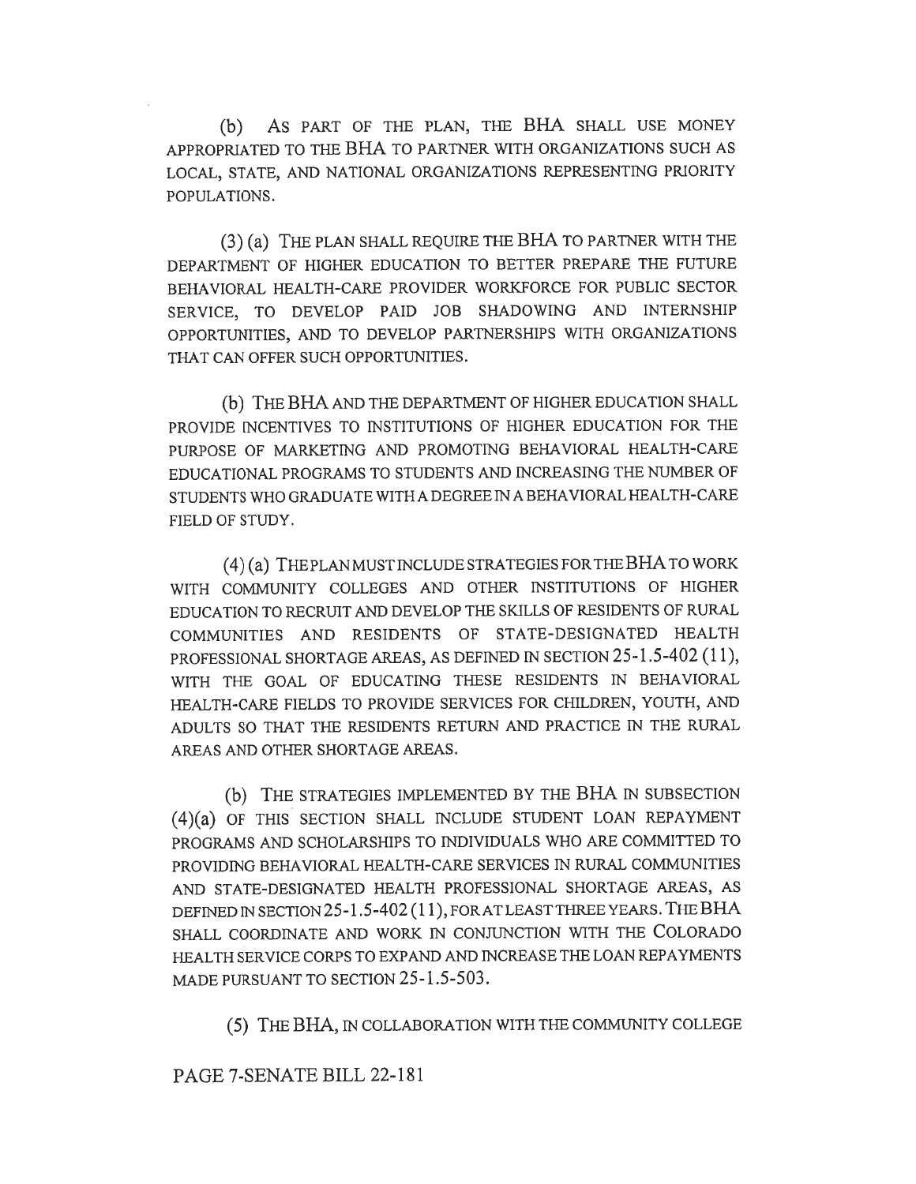(b) AS PART OF THE PLAN, THE BHA SHALL USE MONEY APPROPRIATED TO THE BHA TO PARTNER WITH ORGANIZATIONS SUCH AS LOCAL, STATE, AND NATIONAL ORGANIZATIONS REPRESENTING PRIORITY POPULATIONS.

(3) (a) THE PLAN SHALL REQUIRE THE BHA TO PARTNER WITH THE DEPARTMENT OF HIGHER EDUCATION TO BETTER PREPARE THE FUTURE BEHAVIORAL HEALTH-CARE PROVIDER WORKFORCE FOR PUBLIC SECTOR SERVICE, TO DEVELOP PAID JOB SHADOWING AND INTERNSHIP OPPORTUNITIES, AND TO DEVELOP PARTNERSHIPS WITH ORGANIZATIONS THAT CAN OFFER SUCH OPPORTUNITIES.

(b) THE BHA AND THE DEPARTMENT OF HIGHER EDUCATION SHALL PROVIDE INCENTIVES TO INSTITUTIONS OF HIGHER EDUCATION FOR THE PURPOSE OF MARKETING AND PROMOTING BEHAVIORAL HEALTH-CARE EDUCATIONAL PROGRAMS TO STUDENTS AND INCREASING THE NUMBER OF STUDENTS WHO GRADUATE WITH A DEGREE IN A BEHAVIORAL HEALTH-CARE FIELD OF STUDY.

(4) (a) THE PLAN MUST INCLUDE STRATEGIES FOR THE BHA TO WORK WITH COMMUNITY COLLEGES AND OTHER INSTITUTIONS OF HIGHER EDUCATION TO RECRUIT AND DEVELOP THE SKILLS OF RESIDENTS OF RURAL COMMUNITIES AND RESIDENTS OF STATE-DESIGNATED HEALTH PROFESSIONAL SHORTAGE AREAS, AS DEFINED IN SECTION 25-1.5-402 (11), WITH THE GOAL OF EDUCATING THESE RESIDENTS IN BEHAVIORAL HEALTH-CARE FIELDS TO PROVIDE SERVICES FOR CHILDREN, YOUTH, AND ADULTS SO THAT THE RESIDENTS RETURN AND PRACTICE IN THE RURAL AREAS AND OTHER SHORTAGE AREAS.

(b) THE STRATEGIES IMPLEMENTED BY THE BHA IN SUBSECTION (4)(a) OF THIS SECTION SHALL INCLUDE STUDENT LOAN REPAYMENT PROGRAMS AND SCHOLARSHIPS TO INDIVIDUALS WHO ARE COMMITTED TO PROVIDING BEHAVIORAL HEALTH-CARE SERVICES IN RURAL COMMUNITIES AND STATE-DESIGNATED HEALTH PROFESSIONAL SHORTAGE AREAS, AS DEFINED IN SECTION 25-1.5-402 (11), FOR AT LEAST THREE YEARS. THE BHA SHALL COORDINATE AND WORK IN CONJUNCTION WITH THE COLORADO HEALTH SERVICE CORPS TO EXPAND AND INCREASE THE LOAN REPAYMENTS MADE PURSUANT TO SECTION 25-1.5-503.

(5) THE BHA, IN COLLABORATION WITH THE COMMUNITY COLLEGE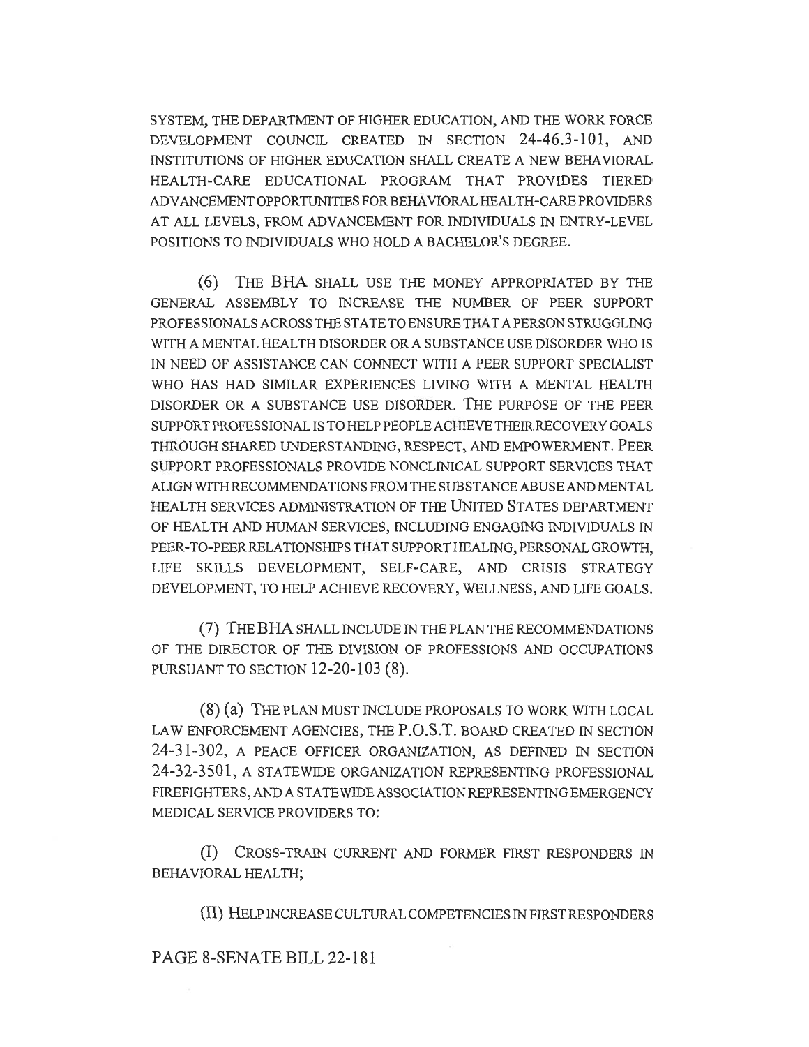SYSTEM, THE DEPARTMENT OF HIGHER EDUCATION, AND THE WORK FORCE DEVELOPMENT COUNCIL CREATED IN SECTION 24-46.3-101, AND INSTITUTIONS OF HIGHER EDUCATION SHALL CREATE A NEW BEHAVIORAL HEALTH-CARE EDUCATIONAL PROGRAM THAT PROVIDES TIERED ADVANCEMENT OPPORTUNITIES FOR BEHAVIORAL HEALTH-CARE PROVIDERS AT ALL LEVELS, FROM ADVANCEMENT FOR INDIVIDUALS IN ENTRY-LEVEL POSITIONS TO INDIVIDUALS WHO HOLD A BACHELOR'S DEGREE.

(6) THE BHA SHALL USE THE MONEY APPROPRIATED BY THE GENERAL ASSEMBLY TO INCREASE THE NUMBER OF PEER SUPPORT PROFESSIONALS ACROSS THE STATE TO ENSURE THAT A PERSON STRUGGLING WITH A MENTAL HEALTH DISORDER OR A SUBSTANCE USE DISORDER WHO IS IN NEED OF ASSISTANCE CAN CONNECT WITH A PEER SUPPORT SPECIALIST WHO HAS HAD SIMILAR EXPERIENCES LIVING WITH A MENTAL HEALTH DISORDER OR A SUBSTANCE USE DISORDER. THE PURPOSE OF THE PEER SUPPORT PROFESSIONAL IS TO HELP PEOPLE ACHIEVE THEIR RECOVERY GOALS THROUGH SHARED UNDERSTANDING, RESPECT, AND EMPOWERMENT. PEER SUPPORT PROFESSIONALS PROVIDE NONCLINICAL SUPPORT SERVICES THAT ALIGN WITH RECOMMENDATIONS FROM THE SUBSTANCE ABUSE AND MENTAL HEALTH SERVICES ADMINISTRATION OF THE UNITED STATES DEPARTMENT OF HEALTH AND HUMAN SERVICES, INCLUDING ENGAGING INDIVIDUALS IN PEER-TO-PEER RELATIONSHIPS THAT SUPPORT HEALING, PERSONAL GROWTH, LIFE SKILLS DEVELOPMENT, SELF-CARE, AND CRISIS STRATEGY DEVELOPMENT, TO HELP ACHIEVE RECOVERY, WELLNESS, AND LIFE GOALS.

(7) THE BHA SHALL INCLUDE IN THE PLAN THE RECOMMENDATIONS OF THE DIRECTOR OF THE DIVISION OF PROFESSIONS AND OCCUPATIONS PURSUANT TO SECTION 12-20-103 (8).

(8) (a) THE PLAN MUST INCLUDE PROPOSALS TO WORK WITH LOCAL LAW ENFORCEMENT AGENCIES, THE P.O.S.T. BOARD CREATED IN SECTION 24-31-302, A PEACE OFFICER ORGANIZATION, AS DEFINED IN SECTION 24-32-3501, A STATEWIDE ORGANIZATION REPRESENTING PROFESSIONAL FIREFIGHTERS, AND A STATEWIDE ASSOCIATION REPRESENTING EMERGENCY MEDICAL SERVICE PROVIDERS TO:

(I) CROSS-TRAIN CURRENT AND FORMER FIRST RESPONDERS IN BEHAVIORAL HEALTH;

(II) HELP INCREASE CULTURAL COMPETENCIES IN FIRST RESPONDERS

PAGE 8-SENATE BILL 22-181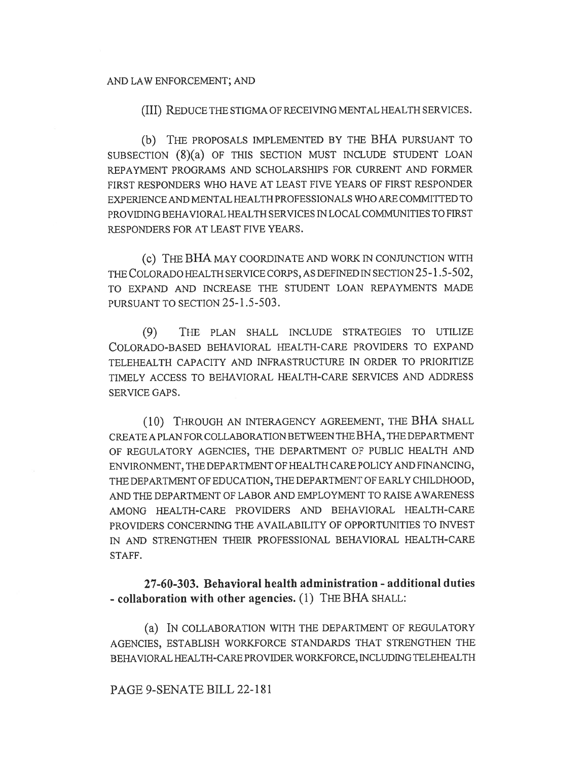AND LAW ENFORCEMENT; AND

(III) REDUCE THE STIGMA OF RECEIVING MENTAL HEALTH SERVICES.

(b) THE PROPOSALS IMPLEMENTED BY THE BHA PURSUANT TO SUBSECTION (8)(a) OF THIS SECTION MUST INCLUDE STUDENT LOAN REPAYMENT PROGRAMS AND SCHOLARSHIPS FOR CURRENT AND FORMER FIRST RESPONDERS WHO HAVE AT LEAST FIVE YEARS OF FIRST RESPONDER EXPERIENCE AND MENTAL HEALTH PROFESSIONALS WHO ARE COMMITTED TO PROVIDING BEHAVIORAL HEALTH SERVICES IN LOCAL COMMUNITIES TO FIRST RESPONDERS FOR AT LEAST FIVE YEARS.

(c) THE BHA MAY COORDINATE AND WORK IN CONJUNCTION WITH THE COLORADO HEALTH SERVICE CORPS, AS DEFINED IN SECTION 25-1.5-502, TO EXPAND AND INCREASE THE STUDENT LOAN REPAYMENTS MADE PURSUANT TO SECTION 25-1.5-503.

(9) THE PLAN SHALL INCLUDE STRATEGIES TO UTILIZE COLORADO-BASED BEHAVIORAL HEALTH-CARE PROVIDERS TO EXPAND TELEHEALTH CAPACITY AND INFRASTRUCTURE IN ORDER TO PRIORITIZE TIMELY ACCESS TO BEHAVIORAL HEALTH-CARE SERVICES AND ADDRESS SERVICE GAPS.

(10) THROUGH AN INTERAGENCY AGREEMENT, THE BHA SHALL CREATE A PLAN FOR COLLABORATION BETWEEN THE BHA, THE DEPARTMENT OF REGULATORY AGENCIES, THE DEPARTMENT OF PUBLIC HEALTH AND ENVIRONMENT, THE DEPARTMENT OF HEALTH CARE POLICY AND FINANCING, THE DEPARTMENT OF EDUCATION, THE DEPARTMENT OF EARLY CHILDHOOD, AND THE DEPARTMENT OF LABOR AND EMPLOYMENT TO RAISE AWARENESS AMONG HEALTH-CARE PROVIDERS AND BEHAVIORAL HEALTH-CARE PROVIDERS CONCERNING THE AVAILABILITY OF OPPORTUNITIES TO INVEST IN AND STRENGTHEN THEIR PROFESSIONAL BEHAVIORAL HEALTH-CARE STAFF.

**27-60-303. Behavioral health administration - additional duties - collaboration with other agencies.** (1) THE BHA SHALL:

(a) IN COLLABORATION WITH THE DEPARTMENT OF REGULATORY AGENCIES, ESTABLISH WORKFORCE STANDARDS THAT STRENGTHEN THE BEHAVIORAL HEALTH-CARE PROVIDER WORKFORCE, INCLUDING TELEHEALTH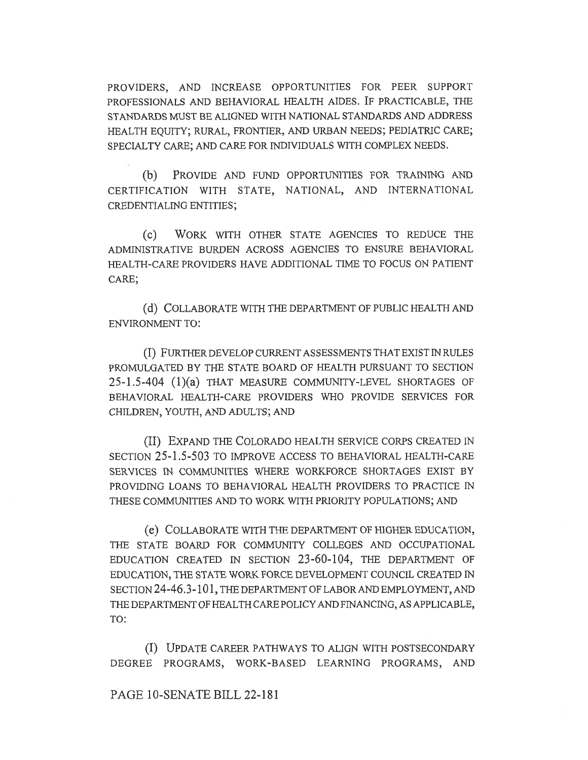PROVIDERS, AND INCREASE OPPORTUNITIES FOR PEER SUPPORT PROFESSIONALS AND BEHAVIORAL HEALTH AIDES. IF PRACTICABLE, THE STANDARDS MUST BE ALIGNED WITH NATIONAL STANDARDS AND ADDRESS HEALTH EQUITY; RURAL, FRONTIER, AND URBAN NEEDS; PEDIATRIC CARE; SPECIALTY CARE; AND CARE FOR INDIVIDUALS WITH COMPLEX NEEDS.

(b) PROVIDE AND FUND OPPORTUNITIES FOR TRAINING AND CERTIFICATION WITH STATE, NATIONAL, AND INTERNATIONAL CREDENTIALING ENTITIES;

(c) WORK WITH OTHER STATE AGENCIES TO REDUCE THE ADMINISTRATIVE BURDEN ACROSS AGENCIES TO ENSURE BEHAVIORAL HEALTH-CARE PROVIDERS HAVE ADDITIONAL TIME TO FOCUS ON PATIENT CARE;

(d) COLLABORATE WITH THE DEPARTMENT OF PUBLIC HEALTH AND ENVIRONMENT TO:

(I) FURTHER DEVELOP CURRENT ASSESSMENTS THAT EXIST IN RULES PROMULGATED BY THE STATE BOARD OF HEALTH PURSUANT TO SECTION 25-1.5-404 (1)(a) THAT MEASURE COMMUNITY-LEVEL SHORTAGES OF BEHAVIORAL HEALTH-CARE PROVIDERS WHO PROVIDE SERVICES FOR CHILDREN, YOUTH, AND ADULTS; AND

(II) EXPAND THE COLORADO HEALTH SERVICE CORPS CREATED IN SECTION 25-1.5-503 TO IMPROVE ACCESS TO BEHAVIORAL HEALTH-CARE SERVICES IN COMMUNITIES WHERE WORKFORCE SHORTAGES EXIST BY PROVIDING LOANS TO BEHAVIORAL HEALTH PROVIDERS TO PRACTICE IN THESE COMMUNITIES AND TO WORK WITH PRIORITY POPULATIONS; AND

(e) COLLABORATE WITH THE DEPARTMENT OF HIGHER EDUCATION, THE STATE BOARD FOR COMMUNITY COLLEGES AND OCCUPATIONAL EDUCATION CREATED IN SECTION 23-60-104, THE DEPARTMENT OF EDUCATION, THE STATE WORK FORCE DEVELOPMENT COUNCIL CREATED IN SECTION 24-46.3-101, THE DEPARTMENT OF LABOR AND EMPLOYMENT, AND THE DEPARTMENT OF HEALTH CARE POLICY AND FINANCING, AS APPLICABLE, TO:

(I) UPDATE CAREER PATHWAYS TO ALIGN WITH POSTSECONDARY DEGREE PROGRAMS, WORK-BASED LEARNING PROGRAMS, AND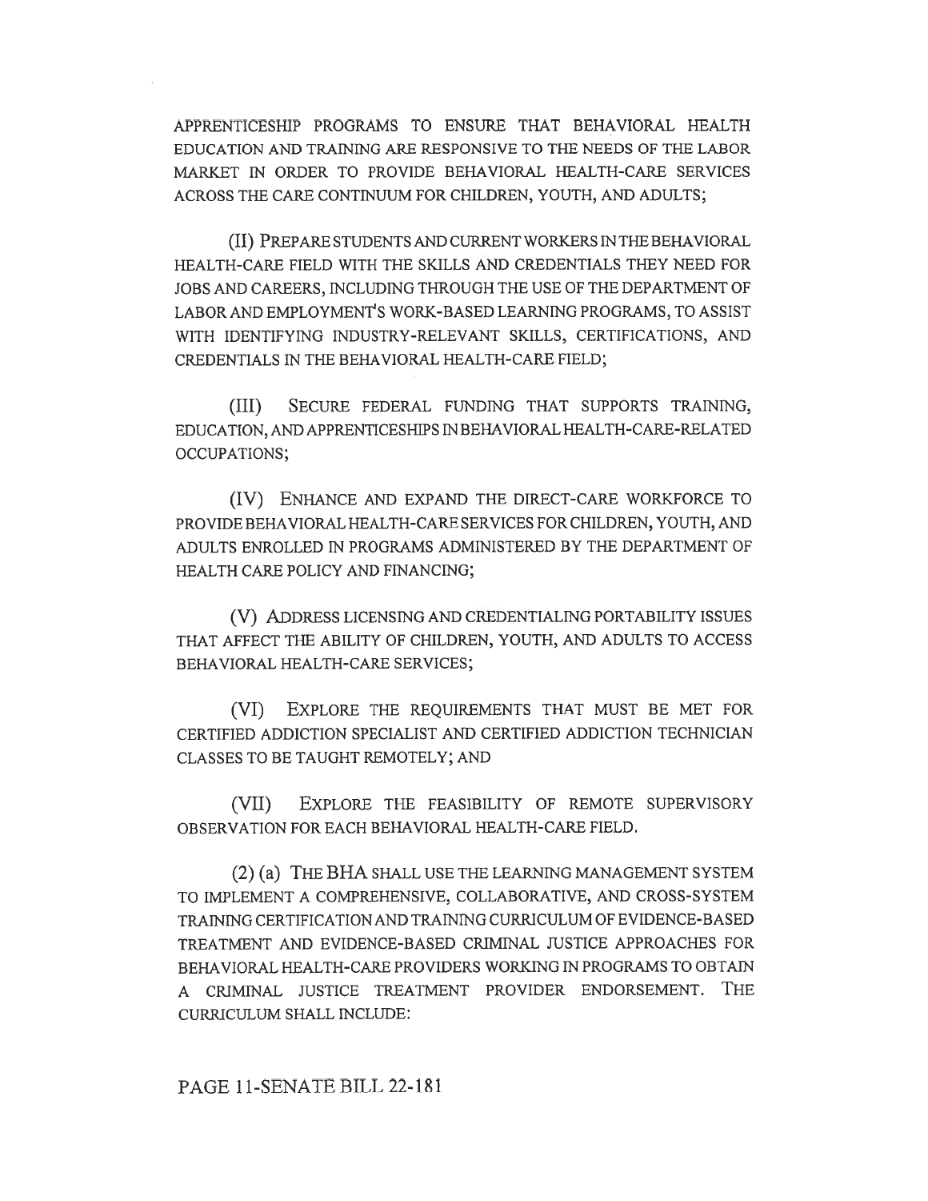APPRENTICESHIP PROGRAMS TO ENSURE THAT BEHAVIORAL HEALTH EDUCATION AND TRAINING ARE RESPONSIVE TO THE NEEDS OF THE LABOR MARKET IN ORDER TO PROVIDE BEHAVIORAL HEALTH-CARE SERVICES ACROSS THE CARE CONTINUUM FOR CHILDREN, YOUTH, AND ADULTS;

(II) PREPARE STUDENTS AND CURRENT WORKERS IN THE BEHAVIORAL HEALTH-CARE FIELD WITH THE SKILLS AND CREDENTIALS THEY NEED FOR JOBS AND CAREERS, INCLUDING THROUGH THE USE OF THE DEPARTMENT OF LABOR AND EMPLOYMENT'S WORK-BASED LEARNING PROGRAMS, TO ASSIST WITH IDENTIFYING INDUSTRY-RELEVANT SKILLS, CERTIFICATIONS, AND CREDENTIALS IN THE BEHAVIORAL HEALTH-CARE FIELD;

(III) SECURE FEDERAL FUNDING THAT SUPPORTS TRAINING, EDUCATION, AND APPRENTICESHIPS IN BEHAVIORAL HEALTH-CARE-RELATED OCCUPATIONS;

(IV) ENHANCE AND EXPAND THE DIRECT-CARE WORKFORCE TO PROVIDE BEHAVIORAL HEALTH-CARE SERVICES FOR CHILDREN, YOUTH, AND ADULTS ENROLLED IN PROGRAMS ADMINISTERED BY THE DEPARTMENT OF HEALTH CARE POLICY AND FINANCING;

(V) ADDRESS LICENSING AND CREDENTIALING PORTABILITY ISSUES THAT AFFECT THE ABILITY OF CHILDREN, YOUTH, AND ADULTS TO ACCESS BEHAVIORAL HEALTH-CARE SERVICES;

(VI) EXPLORE THE REQUIREMENTS THAT MUST BE MET FOR CERTIFIED ADDICTION SPECIALIST AND CERTIFIED ADDICTION TECHNICIAN CLASSES TO BE TAUGHT REMOTELY; AND

(VII) EXPLORE THE FEASIBILITY OF REMOTE SUPERVISORY OBSERVATION FOR EACH BEHAVIORAL HEALTH-CARE FIELD.

(2) (a) THE BHA SHALL USE THE LEARNING MANAGEMENT SYSTEM TO IMPLEMENT A COMPREHENSIVE, COLLABORATIVE, AND CROSS-SYSTEM TRAINING CERTIFICATION AND TRAINING CURRICULUM OF EVIDENCE-BASED TREATMENT AND EVIDENCE-BASED CRIMINAL JUSTICE APPROACHES FOR BEHAVIORAL HEALTH-CARE PROVIDERS WORKING IN PROGRAMS TO OBTAIN A CRIMINAL JUSTICE TREATMENT PROVIDER ENDORSEMENT. THE CURRICULUM SHALL INCLUDE: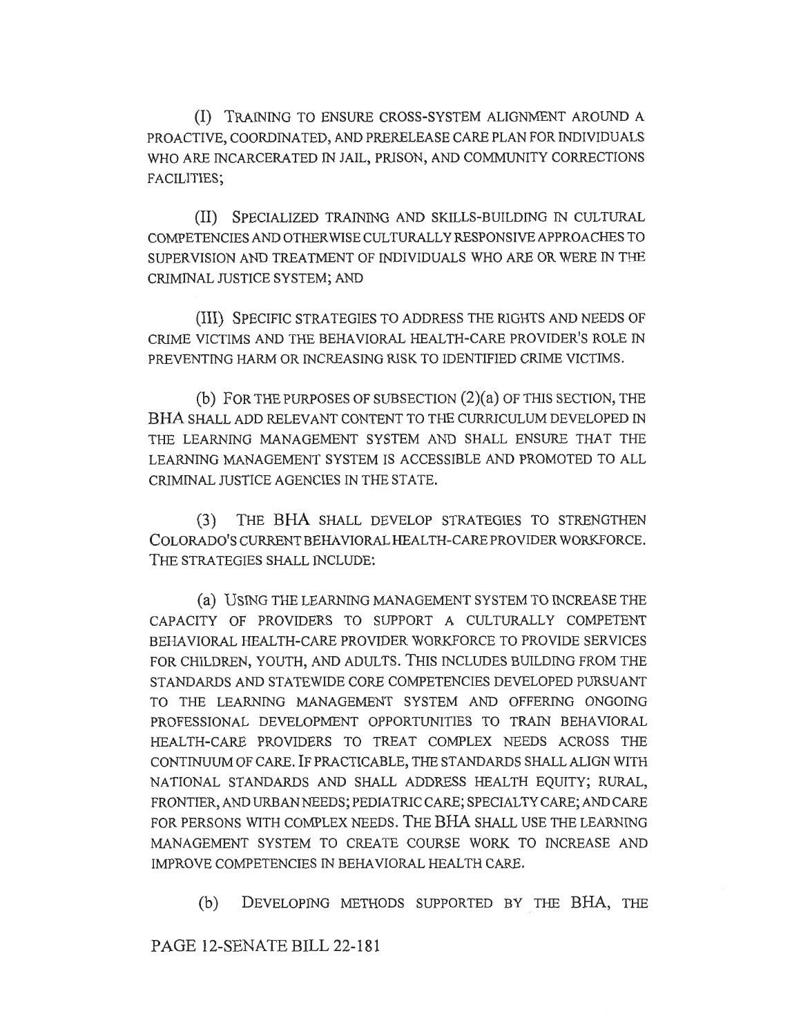(I) TRAINING TO ENSURE CROSS-SYSTEM ALIGNMENT AROUND A PROACTIVE, COORDINATED, AND PRERELEASE CARE PLAN FOR INDIVIDUALS WHO ARE INCARCERATED IN JAIL, PRISON, AND COMMUNITY CORRECTIONS FACILITIES;

(II) SPECIALIZED TRAINING AND SKILLS-BUILDING IN CULTURAL COMPETENCIES AND OTHERWISE CULTURALLY RESPONSIVE APPROACHES TO SUPERVISION AND TREATMENT OF INDIVIDUALS WHO ARE OR WERE IN THE CRIMINAL JUSTICE SYSTEM; AND

(III) SPECIFIC STRATEGIES TO ADDRESS THE RIGHTS AND NEEDS OF CRIME VICTIMS AND THE BEHAVIORAL HEALTH-CARE PROVIDER'S ROLE IN PREVENTING HARM OR INCREASING RISK TO IDENTIFIED CRIME VICTIMS.

(b) FOR THE PURPOSES OF SUBSECTION (2)(a) OF THIS SECTION, THE BHA SHALL ADD RELEVANT CONTENT TO THE CURRICULUM DEVELOPED IN THE LEARNING MANAGEMENT SYSTEM AND SHALL ENSURE THAT THE LEARNING MANAGEMENT SYSTEM IS ACCESSIBLE AND PROMOTED TO ALL CRIMINAL JUSTICE AGENCIES IN THE STATE.

(3) THE BHA SHALL DEVELOP STRATEGIES TO STRENGTHEN COLORADO'S CURRENT BEHAVIORAL HEALTH-CARE PROVIDER WORKFORCE. THE STRATEGIES SHALL INCLUDE:

(a) USING THE LEARNING MANAGEMENT SYSTEM TO INCREASE THE CAPACITY OF PROVIDERS TO SUPPORT A CULTURALLY COMPETENT BEHAVIORAL HEALTH-CARE PROVIDER WORKFORCE TO PROVIDE SERVICES FOR CHILDREN, YOUTH, AND ADULTS. THIS INCLUDES BUILDING FROM THE STANDARDS AND STATEWIDE CORE COMPETENCIES DEVELOPED PURSUANT TO THE LEARNING MANAGEMENT SYSTEM AND OFFERING ONGOING PROFESSIONAL DEVELOPMENT OPPORTUNITIES TO TRAIN BEHAVIORAL HEALTH-CARE PROVIDERS TO TREAT COMPLEX NEEDS ACROSS THE CONTINUUM OF CARE. IF PRACTICABLE, THE STANDARDS SHALL ALIGN WITH NATIONAL STANDARDS AND SHALL ADDRESS HEALTH EQUITY; RURAL, FRONTIER, AND URBAN NEEDS; PEDIATRIC CARE; SPECIALTY CARE; AND CARE FOR PERSONS WITH COMPLEX NEEDS. THE BHA SHALL USE THE LEARNING MANAGEMENT SYSTEM TO CREATE COURSE WORK TO INCREASE AND IMPROVE COMPETENCIES IN BEHAVIORAL HEALTH CARE.

(b) DEVELOPING METHODS SUPPORTED BY THE BHA, THE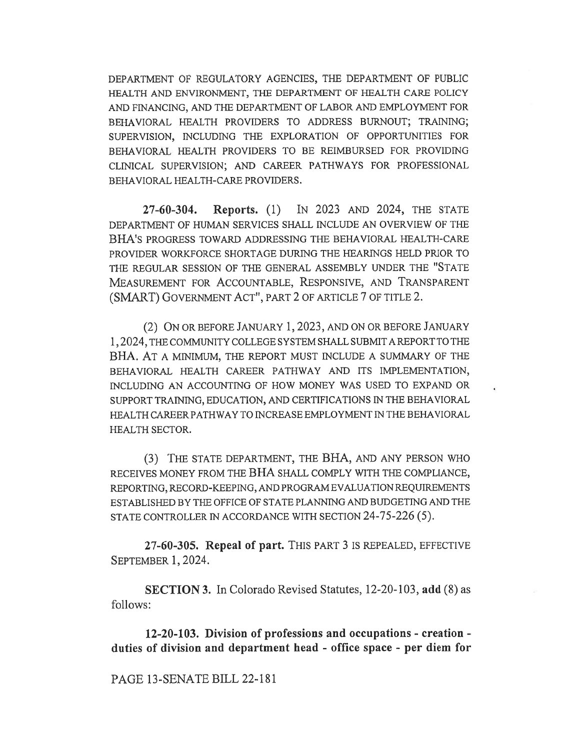DEPARTMENT OF REGULATORY AGENCIES, THE DEPARTMENT OF PUBLIC HEALTH AND ENVIRONMENT, THE DEPARTMENT OF HEALTH CARE POLICY AND FINANCING, AND THE DEPARTMENT OF LABOR AND EMPLOYMENT FOR BEHAVIORAL HEALTH PROVIDERS TO ADDRESS BURNOUT; TRAINING; SUPERVISION, INCLUDING THE EXPLORATION OF OPPORTUNITIES FOR BEHAVIORAL HEALTH PROVIDERS TO BE REIMBURSED FOR PROVIDING CLINICAL SUPERVISION; AND CAREER PATHWAYS FOR PROFESSIONAL BEHAVIORAL HEALTH-CARE PROVIDERS.

**27-60-304. Reports.** (1) IN 2023 AND 2024, THE STATE DEPARTMENT OF HUMAN SERVICES SHALL INCLUDE AN OVERVIEW OF THE BHA'S PROGRESS TOWARD ADDRESSING THE BEHAVIORAL HEALTH-CARE PROVIDER WORKFORCE SHORTAGE DURING THE HEARINGS HELD PRIOR TO THE REGULAR SESSION OF THE GENERAL ASSEMBLY UNDER THE "STATE MEASUREMENT FOR ACCOUNTABLE, RESPONSIVE, AND TRANSPARENT (SMART) GOVERNMENT ACT", PART 2 OF ARTICLE 7 OF TITLE 2.

(2) ON OR BEFORE JANUARY 1, 2023, AND ON OR BEFORE JANUARY 1, 2024, THE COMMUNITY COLLEGE SYSTEM SHALL SUBMIT A REPORT TO THE BHA. AT A MINIMUM, THE REPORT MUST INCLUDE A SUMMARY OF THE BEHAVIORAL HEALTH CAREER PATHWAY AND ITS IMPLEMENTATION, INCLUDING AN ACCOUNTING OF HOW MONEY WAS USED TO EXPAND OR SUPPORT TRAINING, EDUCATION, AND CERTIFICATIONS IN THE BEHAVIORAL HEALTH CAREER PATHWAY TO INCREASE EMPLOYMENT IN THE BEHAVIORAL HEALTH SECTOR.

(3) THE STATE DEPARTMENT, THE BHA, AND ANY PERSON WHO RECEIVES MONEY FROM THE BHA SHALL COMPLY WITH THE COMPLIANCE, REPORTING, RECORD-KEEPING, AND PROGRAM EVALUATION REQUIREMENTS ESTABLISHED BY THE OFFICE OF STATE PLANNING AND BUDGETING AND THE STATE CONTROLLER IN ACCORDANCE WITH SECTION 24-75-226 (5).

**27-60-305. Repeal of part.** THIS PART 3 IS REPEALED, EFFECTIVE SEPTEMBER 1, 2024.

**SECTION 3.** In Colorado Revised Statutes, 12-20-103, **add** (8) as follows:

**12-20-103. Division of professions and occupations - creation - duties of division and department head - office space - per diem for**

PAGE 13-SENATE BILL 22-181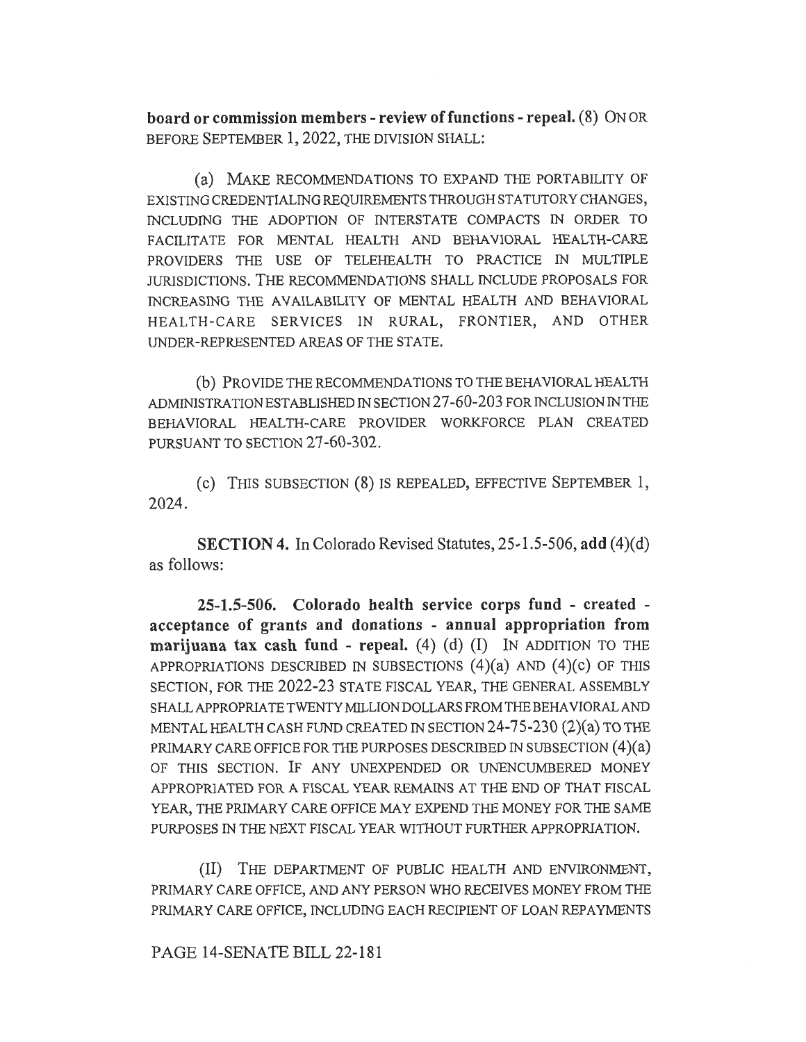**board or commission members - review of functions - repeal.** (8) ON OR BEFORE SEPTEMBER 1, 2022, THE DIVISION SHALL:

(a) MAKE RECOMMENDATIONS TO EXPAND THE PORTABILITY OF EXISTING CREDENTIALING REQUIREMENTS THROUGH STATUTORY CHANGES, INCLUDING THE ADOPTION OF INTERSTATE COMPACTS IN ORDER TO FACILITATE FOR MENTAL HEALTH AND BEHAVIORAL HEALTH-CARE PROVIDERS THE USE OF TELEHEALTH TO PRACTICE IN MULTIPLE JURISDICTIONS. THE RECOMMENDATIONS SHALL INCLUDE PROPOSALS FOR INCREASING THE AVAILABILITY OF MENTAL HEALTH AND BEHAVIORAL HEALTH-CARE SERVICES IN RURAL, FRONTIER, AND OTHER UNDER-REPRESENTED AREAS OF THE STATE.

(b) PROVIDE THE RECOMMENDATIONS TO THE BEHAVIORAL HEALTH ADMINISTRATION ESTABLISHED IN SECTION 27-60-203 FOR INCLUSION IN THE BEHAVIORAL HEALTH-CARE PROVIDER WORKFORCE PLAN CREATED PURSUANT TO SECTION 27-60-302.

(c) THIS SUBSECTION (8) IS REPEALED, EFFECTIVE SEPTEMBER 1, 2024.

**SECTION 4.** In Colorado Revised Statutes, 25-1.5-506, **add** (4)(d) as follows:

**25-1.5-506. Colorado health service corps fund - created - acceptance of grants and donations - annual appropriation from marijuana tax cash fund - repeal.** (4) (d) (I) IN ADDITION TO THE APPROPRIATIONS DESCRIBED IN SUBSECTIONS (4)(a) AND (4)(c) OF THIS SECTION, FOR THE 2022-23 STATE FISCAL YEAR, THE GENERAL ASSEMBLY SHALL APPROPRIATE TWENTY MILLION DOLLARS FROM THE BEHAVIORAL AND MENTAL HEALTH CASH FUND CREATED IN SECTION 24-75-230 (2)(a) TO THE PRIMARY CARE OFFICE FOR THE PURPOSES DESCRIBED IN SUBSECTION (4)(a) OF THIS SECTION. IF ANY UNEXPENDED OR UNENCUMBERED MONEY APPROPRIATED FOR A FISCAL YEAR REMAINS AT THE END OF THAT FISCAL YEAR, THE PRIMARY CARE OFFICE MAY EXPEND THE MONEY FOR THE SAME PURPOSES IN THE NEXT FISCAL YEAR WITHOUT FURTHER APPROPRIATION.

(II) THE DEPARTMENT OF PUBLIC HEALTH AND ENVIRONMENT, PRIMARY CARE OFFICE, AND ANY PERSON WHO RECEIVES MONEY FROM THE PRIMARY CARE OFFICE, INCLUDING EACH RECIPIENT OF LOAN REPAYMENTS

PAGE 14-SENATE BILL 22-181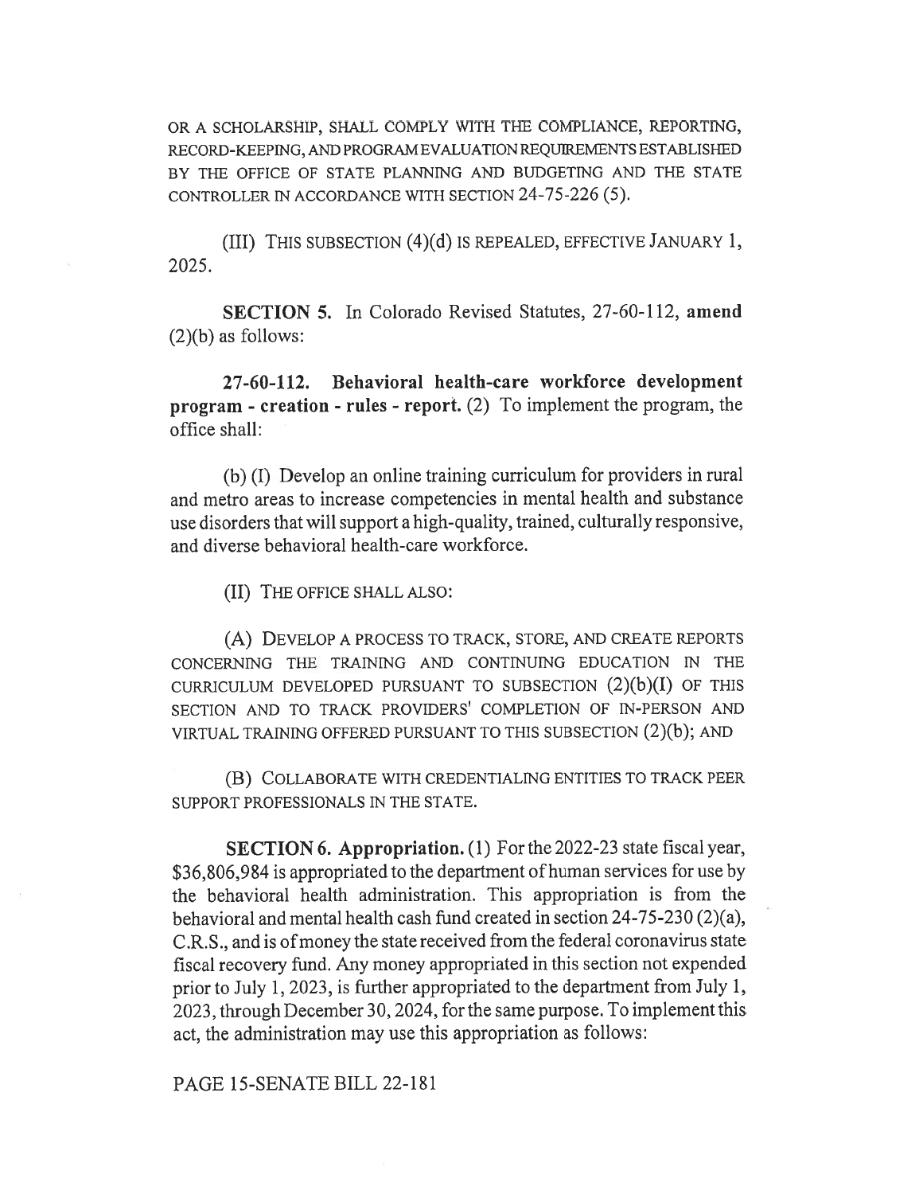OR A SCHOLARSHIP, SHALL COMPLY WITH THE COMPLIANCE, REPORTING, RECORD-KEEPING, AND PROGRAM EVALUATION REQUIREMENTS ESTABLISHED BY THE OFFICE OF STATE PLANNING AND BUDGETING AND THE STATE CONTROLLER IN ACCORDANCE WITH SECTION 24-75-226 (5).

(III) THIS SUBSECTION (4)(d) IS REPEALED, EFFECTIVE JANUARY 1, 2025.

**SECTION 5.** In Colorado Revised Statutes, 27-60-112, **amend** (2)(b) as follows:

**27-60-112. Behavioral health-care workforce development program - creation - rules - report.** (2) To implement the program, the office shall:

(b) (I) Develop an online training curriculum for providers in rural and metro areas to increase competencies in mental health and substance use disorders that will support a high-quality, trained, culturally responsive, and diverse behavioral health-care workforce.

(II) THE OFFICE SHALL ALSO:

(A) DEVELOP A PROCESS TO TRACK, STORE, AND CREATE REPORTS CONCERNING THE TRAINING AND CONTINUING EDUCATION IN THE CURRICULUM DEVELOPED PURSUANT TO SUBSECTION (2)(b)(I) OF THIS SECTION AND TO TRACK PROVIDERS' COMPLETION OF IN-PERSON AND VIRTUAL TRAINING OFFERED PURSUANT TO THIS SUBSECTION (2)(b); AND

(B) COLLABORATE WITH CREDENTIALING ENTITIES TO TRACK PEER SUPPORT PROFESSIONALS IN THE STATE.

**SECTION 6. Appropriation.** (1) For the 2022-23 state fiscal year, $36,806,984 is appropriated to the department of human services for use by the behavioral health administration. This appropriation is from the behavioral and mental health cash fund created in section 24-75-230 (2)(a), C.R.S., and is of money the state received from the federal coronavirus state fiscal recovery fund. Any money appropriated in this section not expended prior to July 1, 2023, is further appropriated to the department from July 1, 2023, through December 30, 2024, for the same purpose. To implement this act, the administration may use this appropriation as follows: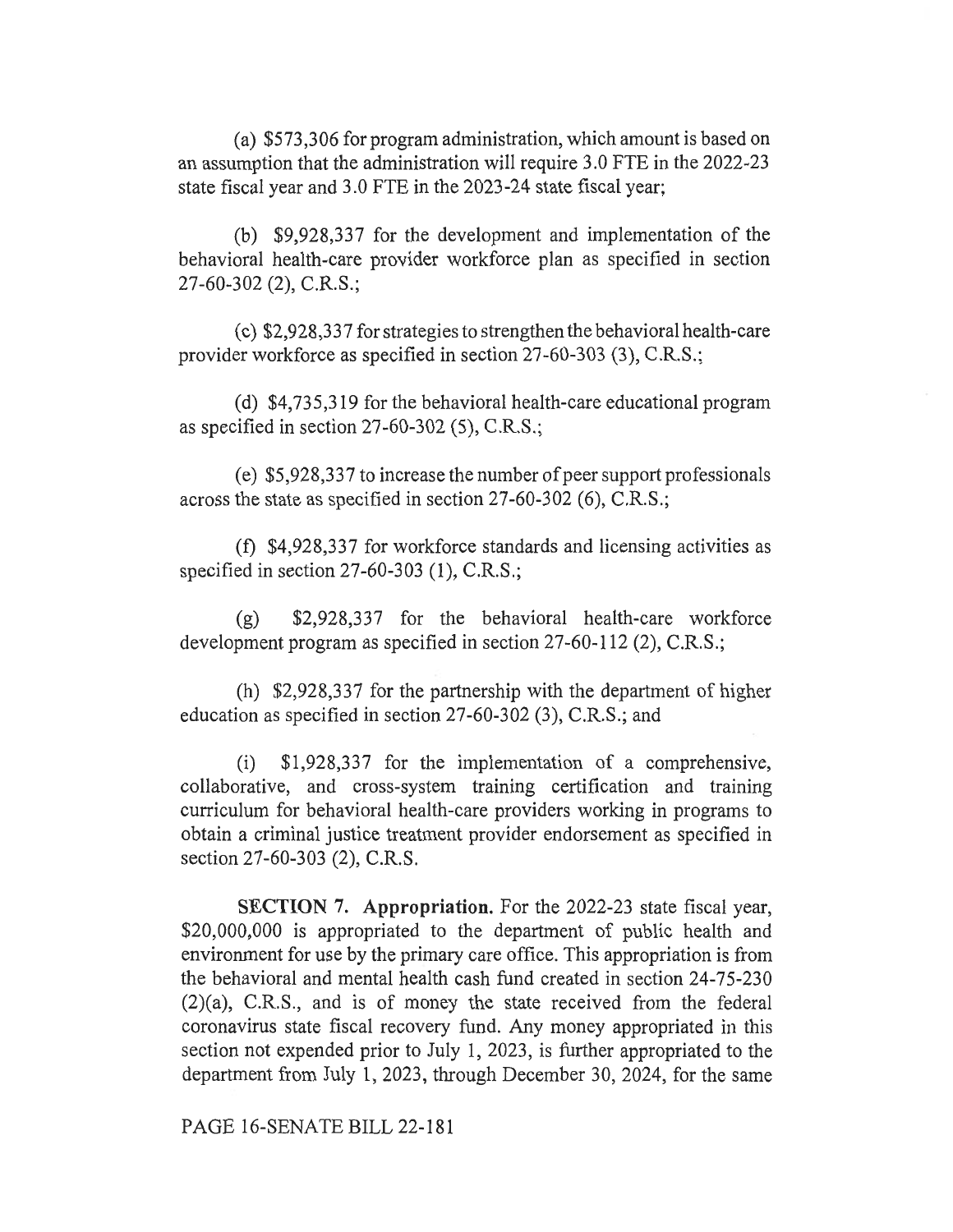(a) $573,306 for program administration, which amount is based on an assumption that the administration will require 3.0 FTE in the 2022-23 state fiscal year and 3.0 FTE in the 2023-24 state fiscal year;

(b) $9,928,337 for the development and implementation of the behavioral health-care provider workforce plan as specified in section 27-60-302 (2), C.R.S.;

(c) $2,928,337 for strategies to strengthen the behavioral health-care provider workforce as specified in section 27-60-303 (3), C.R.S.;

(d) $4,735,319 for the behavioral health-care educational program as specified in section 27-60-302 (5), C.R.S.;

(e) $5,928,337 to increase the number of peer support professionals across the state as specified in section 27-60-302 (6), C.R.S.;

(f) $4,928,337 for workforce standards and licensing activities as specified in section 27-60-303 (1), C.R.S.;

(g) $2,928,337 for the behavioral health-care workforce development program as specified in section 27-60-112 (2), C.R.S.;

(h) $2,928,337 for the partnership with the department of higher education as specified in section 27-60-302 (3), C.R.S.; and

(i) $1,928,337 for the implementation of a comprehensive, collaborative, and cross-system training certification and training curriculum for behavioral health-care providers working in programs to obtain a criminal justice treatment provider endorsement as specified in section 27-60-303 (2), C.R.S.

**SECTION 7. Appropriation.** For the 2022-23 state fiscal year, $20,000,000 is appropriated to the department of public health and environment for use by the primary care office. This appropriation is from the behavioral and mental health cash fund created in section 24-75-230 (2)(a), C.R.S., and is of money the state received from the federal coronavirus state fiscal recovery fund. Any money appropriated in this section not expended prior to July 1, 2023, is further appropriated to the department from July 1, 2023, through December 30, 2024, for the same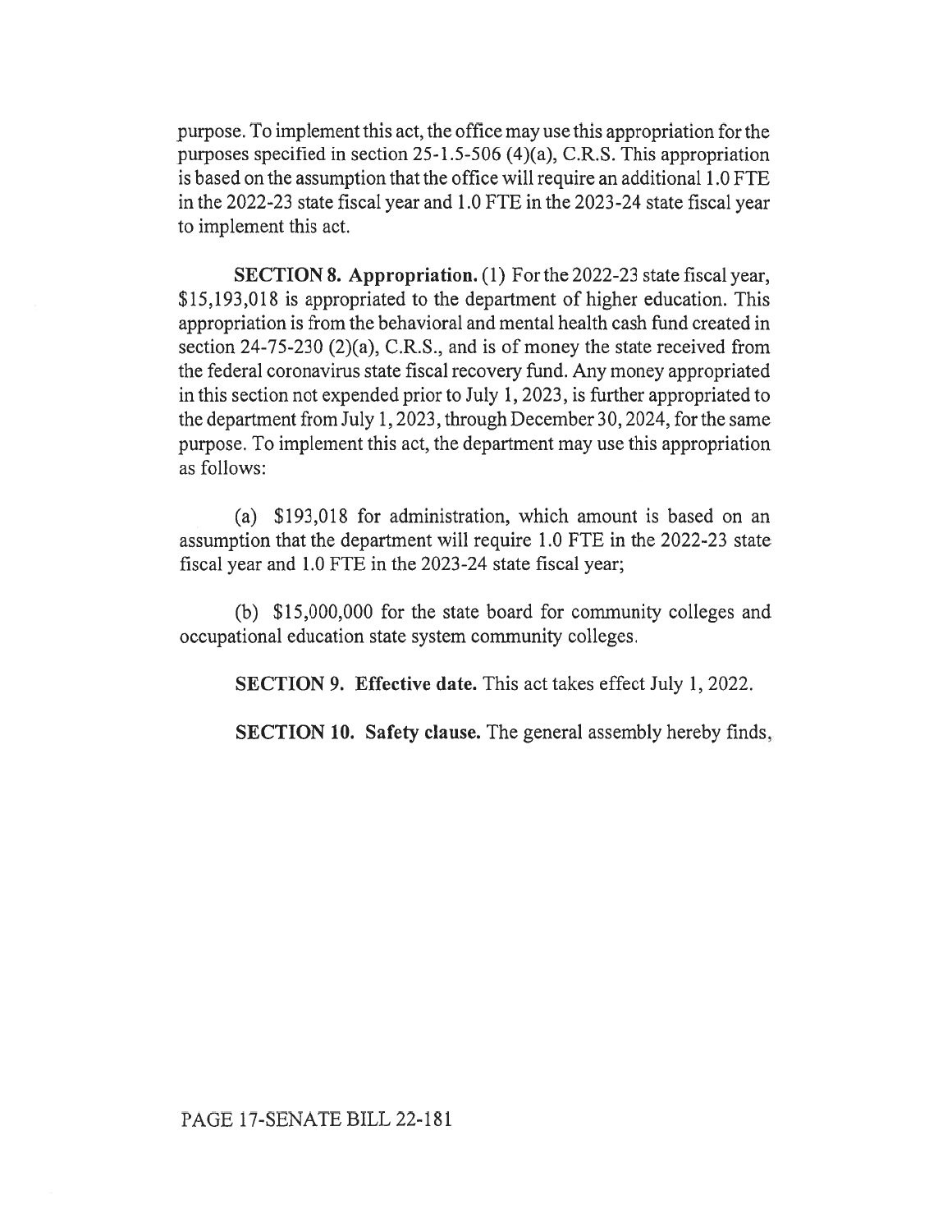purpose. To implement this act, the office may use this appropriation for the purposes specified in section 25-1.5-506 (4)(a), C.R.S. This appropriation is based on the assumption that the office will require an additional 1.0 FTE in the 2022-23 state fiscal year and 1.0 FTE in the 2023-24 state fiscal year to implement this act.

**SECTION 8. Appropriation.** (1) For the 2022-23 state fiscal year, $15,193,018 is appropriated to the department of higher education. This appropriation is from the behavioral and mental health cash fund created in section 24-75-230 (2)(a), C.R.S., and is of money the state received from the federal coronavirus state fiscal recovery fund. Any money appropriated in this section not expended prior to July 1, 2023, is further appropriated to the department from July 1, 2023, through December 30, 2024, for the same purpose. To implement this act, the department may use this appropriation as follows:

(a) $193,018 for administration, which amount is based on an assumption that the department will require 1.0 FTE in the 2022-23 state fiscal year and 1.0 FTE in the 2023-24 state fiscal year;

(b) $15,000,000 for the state board for community colleges and occupational education state system community colleges.

**SECTION 9. Effective date.** This act takes effect July 1, 2022.

**SECTION 10. Safety clause.** The general assembly hereby finds,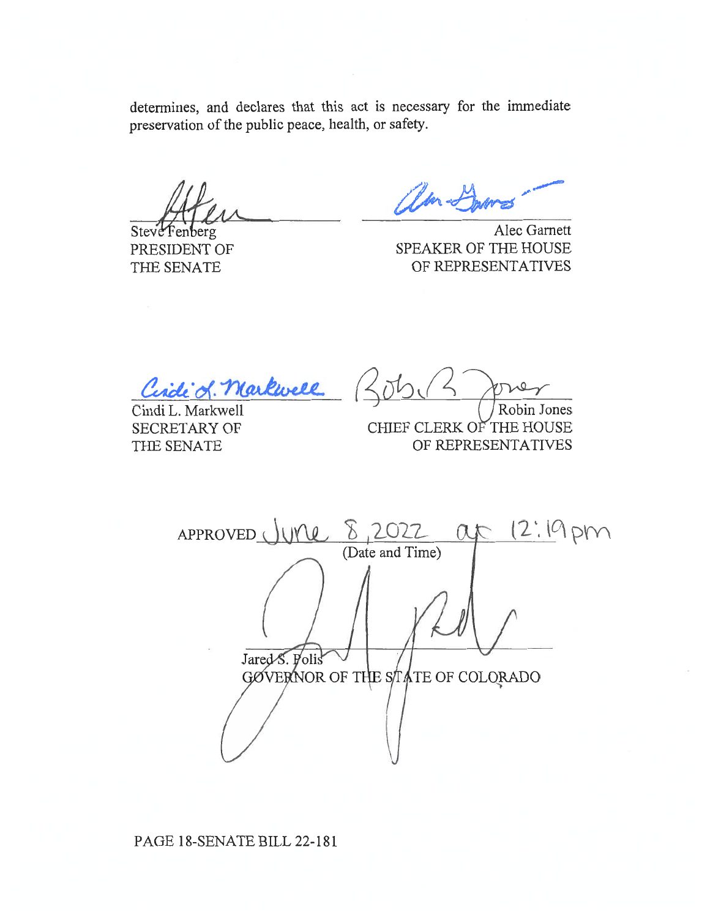determines, and declares that this act is necessary for the immediate preservation of the public peace, health, or safety.

Steve Fenberg
PRESIDENT OF
THE SENATE

Alec Garnett
SPEAKER OF THE HOUSE
OF REPRESENTATIVES

Cindi L. Markwell
SECRETARY OF
THE SENATE

Robin Jones
CHIEF CLERK OF THE HOUSE
OF REPRESENTATIVES

APPROVED June 8, 2022 at 12:19 pm
(Date and Time)

Jared S. Polis
GOVERNOR OF THE STATE OF COLORADO

PAGE 18-SENATE BILL 22-181